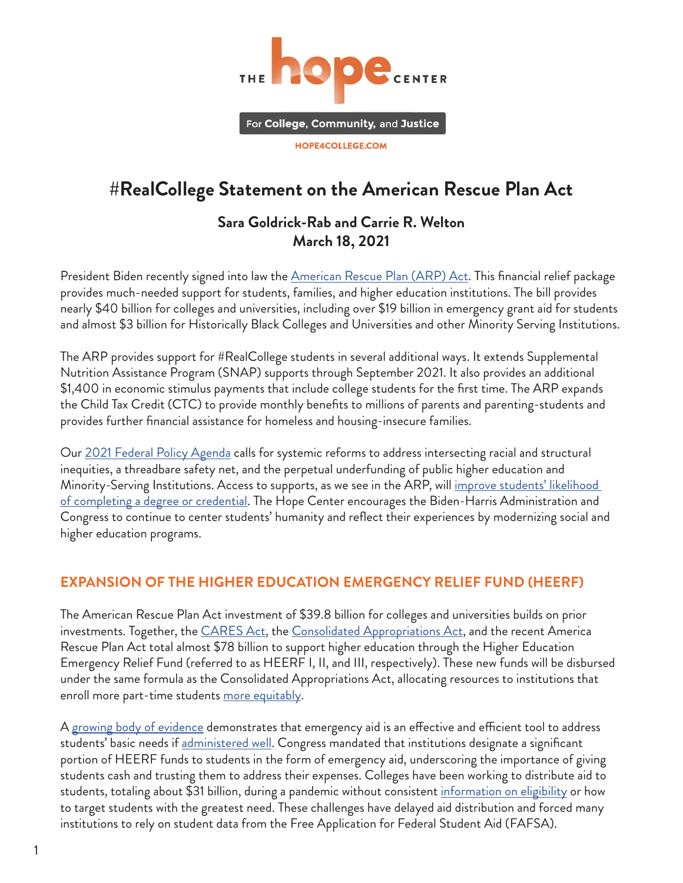THE **hope** CENTER

For **College, Community,** and **Justice**

HOPE4COLLEGE.COM

# #RealCollege Statement on the American Rescue Plan Act

**Sara Goldrick-Rab and Carrie R. Welton**
**March 18, 2021**

President Biden recently signed into law the American Rescue Plan (ARP) Act. This financial relief package provides much-needed support for students, families, and higher education institutions. The bill provides nearly $40 billion for colleges and universities, including over $19 billion in emergency grant aid for students and almost $3 billion for Historically Black Colleges and Universities and other Minority Serving Institutions.

The ARP provides support for #RealCollege students in several additional ways. It extends Supplemental Nutrition Assistance Program (SNAP) supports through September 2021. It also provides an additional $1,400 in economic stimulus payments that include college students for the first time. The ARP expands the Child Tax Credit (CTC) to provide monthly benefits to millions of parents and parenting-students and provides further financial assistance for homeless and housing-insecure families.

Our 2021 Federal Policy Agenda calls for systemic reforms to address intersecting racial and structural inequities, a threadbare safety net, and the perpetual underfunding of public higher education and Minority-Serving Institutions. Access to supports, as we see in the ARP, will improve students' likelihood of completing a degree or credential. The Hope Center encourages the Biden-Harris Administration and Congress to continue to center students' humanity and reflect their experiences by modernizing social and higher education programs.

## EXPANSION OF THE HIGHER EDUCATION EMERGENCY RELIEF FUND (HEERF)

The American Rescue Plan Act investment of $39.8 billion for colleges and universities builds on prior investments. Together, the CARES Act, the Consolidated Appropriations Act, and the recent America Rescue Plan Act total almost $78 billion to support higher education through the Higher Education Emergency Relief Fund (referred to as HEERF I, II, and III, respectively). These new funds will be disbursed under the same formula as the Consolidated Appropriations Act, allocating resources to institutions that enroll more part-time students more equitably.

A growing body of evidence demonstrates that emergency aid is an effective and efficient tool to address students' basic needs if administered well. Congress mandated that institutions designate a significant portion of HEERF funds to students in the form of emergency aid, underscoring the importance of giving students cash and trusting them to address their expenses. Colleges have been working to distribute aid to students, totaling about $31 billion, during a pandemic without consistent information on eligibility or how to target students with the greatest need. These challenges have delayed aid distribution and forced many institutions to rely on student data from the Free Application for Federal Student Aid (FAFSA).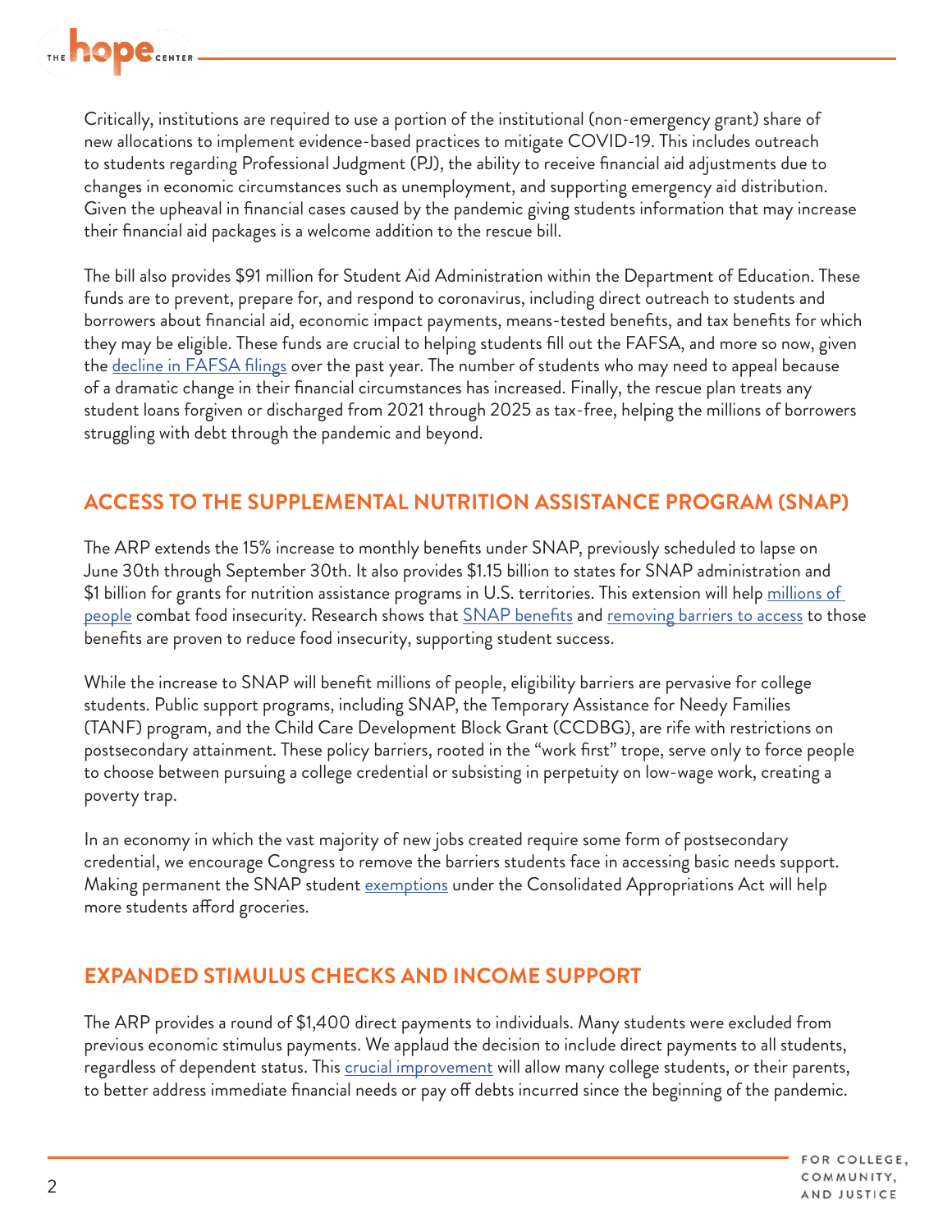Critically, institutions are required to use a portion of the institutional (non-emergency grant) share of new allocations to implement evidence-based practices to mitigate COVID-19. This includes outreach to students regarding Professional Judgment (PJ), the ability to receive financial aid adjustments due to changes in economic circumstances such as unemployment, and supporting emergency aid distribution. Given the upheaval in financial cases caused by the pandemic giving students information that may increase their financial aid packages is a welcome addition to the rescue bill.

The bill also provides $91 million for Student Aid Administration within the Department of Education. These funds are to prevent, prepare for, and respond to coronavirus, including direct outreach to students and borrowers about financial aid, economic impact payments, means-tested benefits, and tax benefits for which they may be eligible. These funds are crucial to helping students fill out the FAFSA, and more so now, given the decline in FAFSA filings over the past year. The number of students who may need to appeal because of a dramatic change in their financial circumstances has increased. Finally, the rescue plan treats any student loans forgiven or discharged from 2021 through 2025 as tax-free, helping the millions of borrowers struggling with debt through the pandemic and beyond.

## ACCESS TO THE SUPPLEMENTAL NUTRITION ASSISTANCE PROGRAM (SNAP)

The ARP extends the 15% increase to monthly benefits under SNAP, previously scheduled to lapse on June 30th through September 30th. It also provides $1.15 billion to states for SNAP administration and $1 billion for grants for nutrition assistance programs in U.S. territories. This extension will help millions of people combat food insecurity. Research shows that SNAP benefits and removing barriers to access to those benefits are proven to reduce food insecurity, supporting student success.

While the increase to SNAP will benefit millions of people, eligibility barriers are pervasive for college students. Public support programs, including SNAP, the Temporary Assistance for Needy Families (TANF) program, and the Child Care Development Block Grant (CCDBG), are rife with restrictions on postsecondary attainment. These policy barriers, rooted in the "work first" trope, serve only to force people to choose between pursuing a college credential or subsisting in perpetuity on low-wage work, creating a poverty trap.

In an economy in which the vast majority of new jobs created require some form of postsecondary credential, we encourage Congress to remove the barriers students face in accessing basic needs support. Making permanent the SNAP student exemptions under the Consolidated Appropriations Act will help more students afford groceries.

## EXPANDED STIMULUS CHECKS AND INCOME SUPPORT

The ARP provides a round of $1,400 direct payments to individuals. Many students were excluded from previous economic stimulus payments. We applaud the decision to include direct payments to all students, regardless of dependent status. This crucial improvement will allow many college students, or their parents, to better address immediate financial needs or pay off debts incurred since the beginning of the pandemic.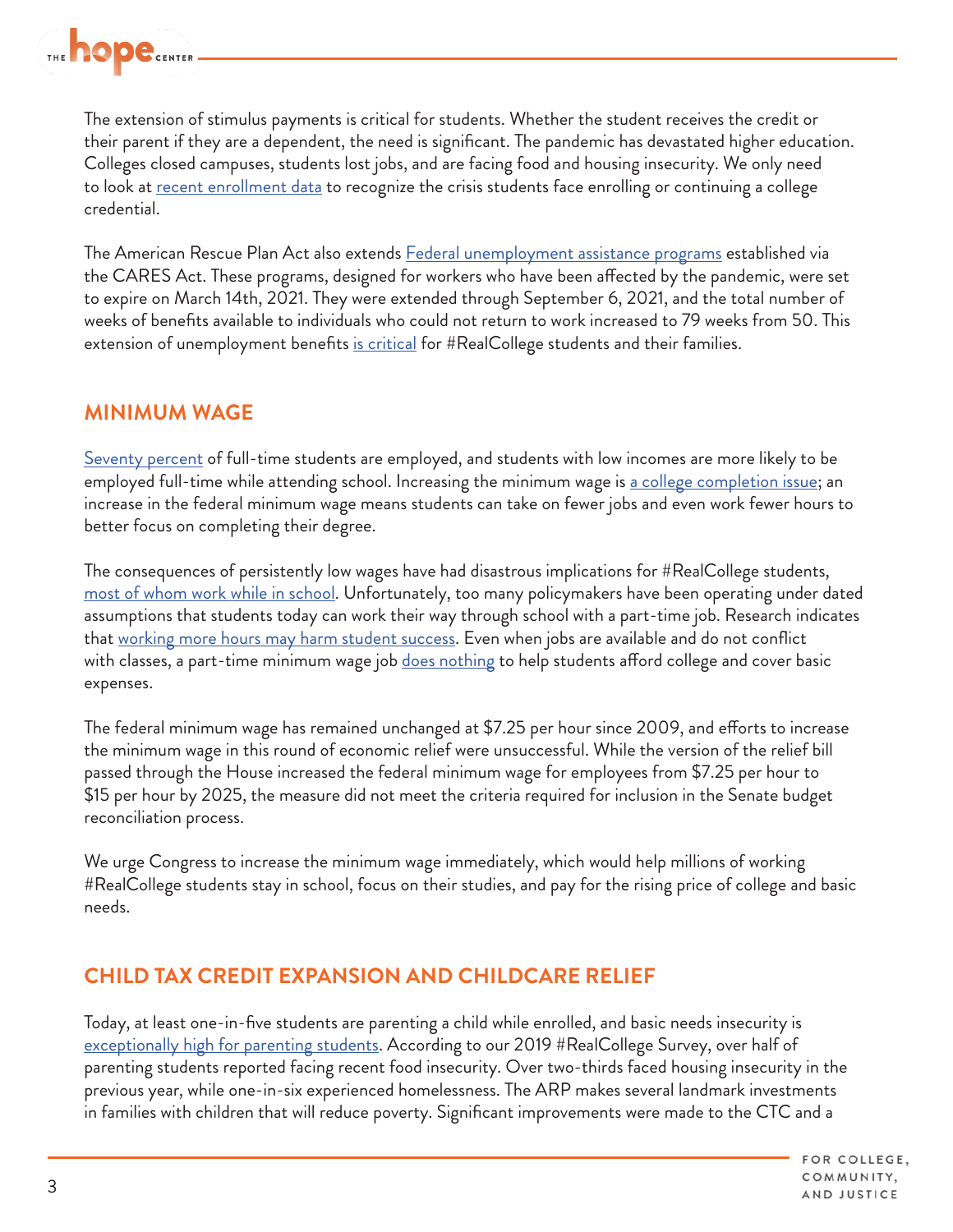The extension of stimulus payments is critical for students. Whether the student receives the credit or their parent if they are a dependent, the need is significant. The pandemic has devastated higher education. Colleges closed campuses, students lost jobs, and are facing food and housing insecurity. We only need to look at recent enrollment data to recognize the crisis students face enrolling or continuing a college credential.

The American Rescue Plan Act also extends Federal unemployment assistance programs established via the CARES Act. These programs, designed for workers who have been affected by the pandemic, were set to expire on March 14th, 2021. They were extended through September 6, 2021, and the total number of weeks of benefits available to individuals who could not return to work increased to 79 weeks from 50. This extension of unemployment benefits is critical for #RealCollege students and their families.

## MINIMUM WAGE

Seventy percent of full-time students are employed, and students with low incomes are more likely to be employed full-time while attending school. Increasing the minimum wage is a college completion issue; an increase in the federal minimum wage means students can take on fewer jobs and even work fewer hours to better focus on completing their degree.

The consequences of persistently low wages have had disastrous implications for #RealCollege students, most of whom work while in school. Unfortunately, too many policymakers have been operating under dated assumptions that students today can work their way through school with a part-time job. Research indicates that working more hours may harm student success. Even when jobs are available and do not conflict with classes, a part-time minimum wage job does nothing to help students afford college and cover basic expenses.

The federal minimum wage has remained unchanged at $7.25 per hour since 2009, and efforts to increase the minimum wage in this round of economic relief were unsuccessful. While the version of the relief bill passed through the House increased the federal minimum wage for employees from $7.25 per hour to $15 per hour by 2025, the measure did not meet the criteria required for inclusion in the Senate budget reconciliation process.

We urge Congress to increase the minimum wage immediately, which would help millions of working #RealCollege students stay in school, focus on their studies, and pay for the rising price of college and basic needs.

## CHILD TAX CREDIT EXPANSION AND CHILDCARE RELIEF

Today, at least one-in-five students are parenting a child while enrolled, and basic needs insecurity is exceptionally high for parenting students. According to our 2019 #RealCollege Survey, over half of parenting students reported facing recent food insecurity. Over two-thirds faced housing insecurity in the previous year, while one-in-six experienced homelessness. The ARP makes several landmark investments in families with children that will reduce poverty. Significant improvements were made to the CTC and a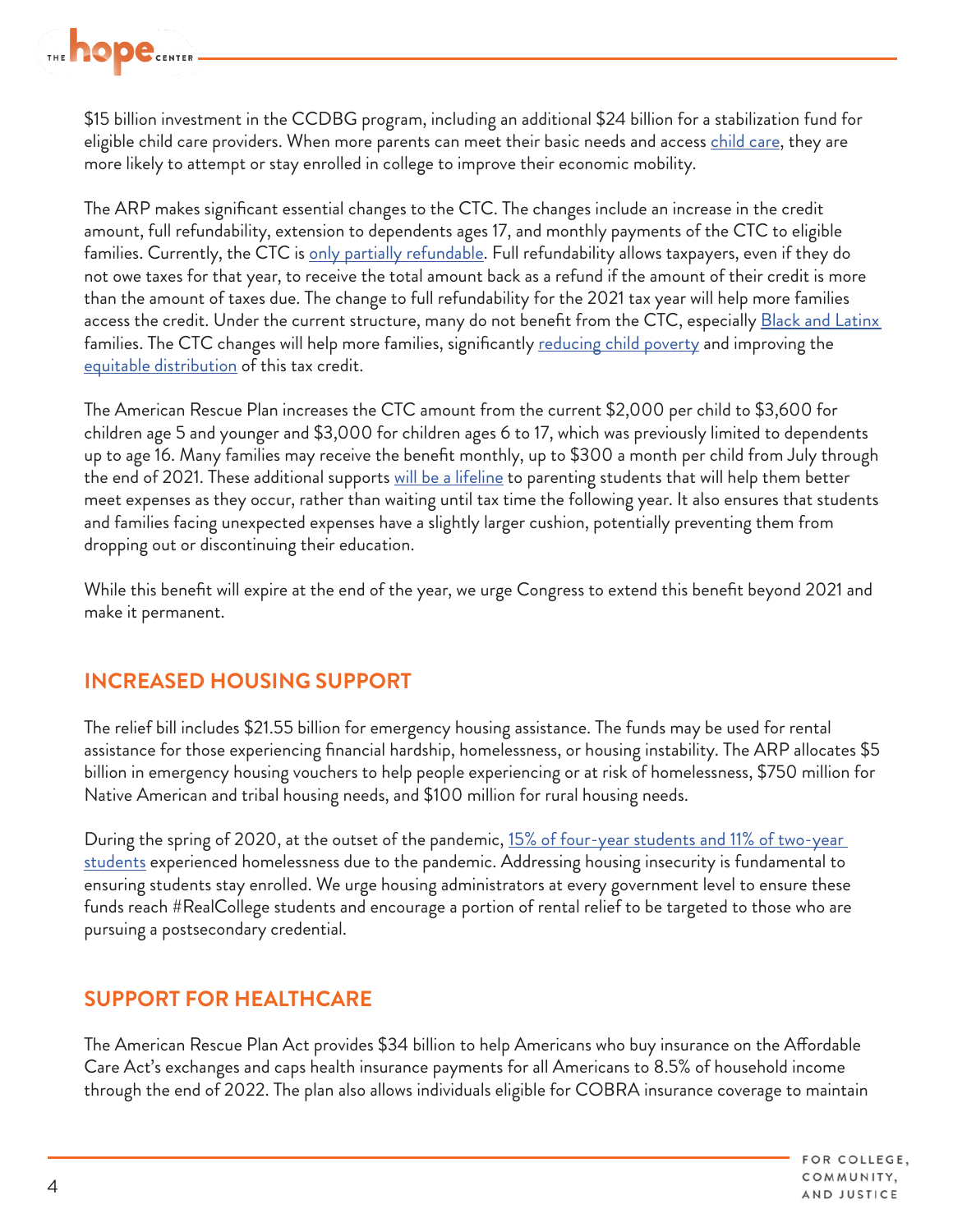$15 billion investment in the CCDBG program, including an additional $24 billion for a stabilization fund for eligible child care providers. When more parents can meet their basic needs and access child care, they are more likely to attempt or stay enrolled in college to improve their economic mobility.

The ARP makes significant essential changes to the CTC. The changes include an increase in the credit amount, full refundability, extension to dependents ages 17, and monthly payments of the CTC to eligible families. Currently, the CTC is only partially refundable. Full refundability allows taxpayers, even if they do not owe taxes for that year, to receive the total amount back as a refund if the amount of their credit is more than the amount of taxes due. The change to full refundability for the 2021 tax year will help more families access the credit. Under the current structure, many do not benefit from the CTC, especially Black and Latinx families. The CTC changes will help more families, significantly reducing child poverty and improving the equitable distribution of this tax credit.

The American Rescue Plan increases the CTC amount from the current $2,000 per child to $3,600 for children age 5 and younger and $3,000 for children ages 6 to 17, which was previously limited to dependents up to age 16. Many families may receive the benefit monthly, up to $300 a month per child from July through the end of 2021. These additional supports will be a lifeline to parenting students that will help them better meet expenses as they occur, rather than waiting until tax time the following year. It also ensures that students and families facing unexpected expenses have a slightly larger cushion, potentially preventing them from dropping out or discontinuing their education.

While this benefit will expire at the end of the year, we urge Congress to extend this benefit beyond 2021 and make it permanent.

## INCREASED HOUSING SUPPORT

The relief bill includes $21.55 billion for emergency housing assistance. The funds may be used for rental assistance for those experiencing financial hardship, homelessness, or housing instability. The ARP allocates $5 billion in emergency housing vouchers to help people experiencing or at risk of homelessness, $750 million for Native American and tribal housing needs, and $100 million for rural housing needs.

During the spring of 2020, at the outset of the pandemic, 15% of four-year students and 11% of two-year students experienced homelessness due to the pandemic. Addressing housing insecurity is fundamental to ensuring students stay enrolled. We urge housing administrators at every government level to ensure these funds reach #RealCollege students and encourage a portion of rental relief to be targeted to those who are pursuing a postsecondary credential.

## SUPPORT FOR HEALTHCARE

The American Rescue Plan Act provides $34 billion to help Americans who buy insurance on the Affordable Care Act's exchanges and caps health insurance payments for all Americans to 8.5% of household income through the end of 2022. The plan also allows individuals eligible for COBRA insurance coverage to maintain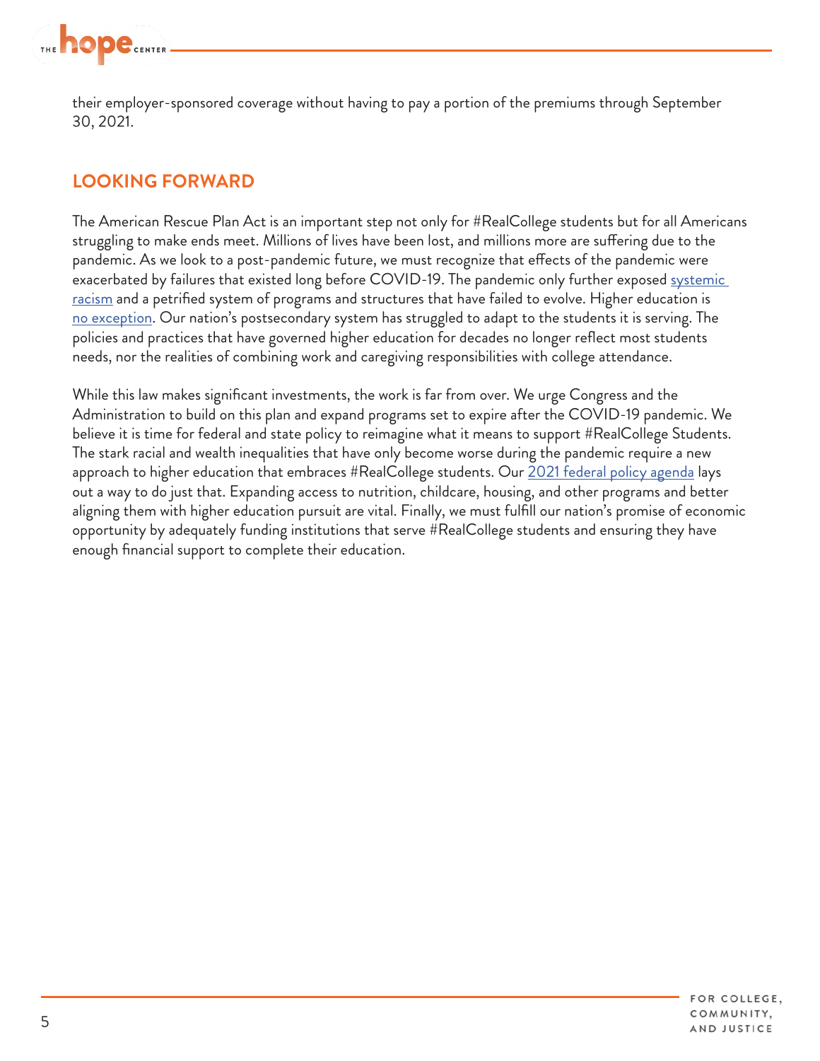their employer-sponsored coverage without having to pay a portion of the premiums through September 30, 2021.

## LOOKING FORWARD

The American Rescue Plan Act is an important step not only for #RealCollege students but for all Americans struggling to make ends meet. Millions of lives have been lost, and millions more are suffering due to the pandemic. As we look to a post-pandemic future, we must recognize that effects of the pandemic were exacerbated by failures that existed long before COVID-19. The pandemic only further exposed systemic racism and a petrified system of programs and structures that have failed to evolve. Higher education is no exception. Our nation's postsecondary system has struggled to adapt to the students it is serving. The policies and practices that have governed higher education for decades no longer reflect most students needs, nor the realities of combining work and caregiving responsibilities with college attendance.

While this law makes significant investments, the work is far from over. We urge Congress and the Administration to build on this plan and expand programs set to expire after the COVID-19 pandemic. We believe it is time for federal and state policy to reimagine what it means to support #RealCollege Students. The stark racial and wealth inequalities that have only become worse during the pandemic require a new approach to higher education that embraces #RealCollege students. Our 2021 federal policy agenda lays out a way to do just that. Expanding access to nutrition, childcare, housing, and other programs and better aligning them with higher education pursuit are vital. Finally, we must fulfill our nation's promise of economic opportunity by adequately funding institutions that serve #RealCollege students and ensuring they have enough financial support to complete their education.